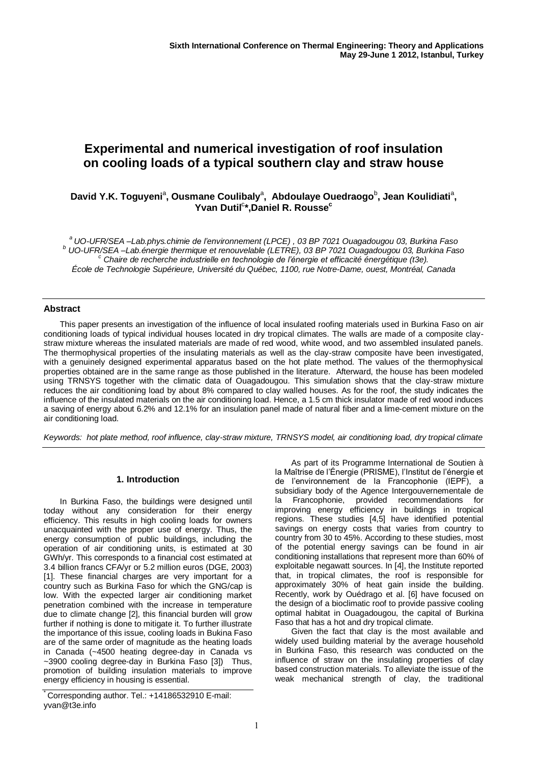# Experimental and numerical investigation of roof insulation on cooling loads of a typical southern clay and straw house

**David Y.K. Toguyeni[a], Ousmane Coulibaly[a], Abdoulaye Ouedraogo[b], Jean Koulidiati[a], Yvan Dutil[c]\*, Daniel R. Rousse[c]**

*[a] UO-UFR/SEA –Lab.phys.chimie de l'environnement (LPCE) , 03 BP 7021 Ouagadougou 03, Burkina Faso*
*[b] UO-UFR/SEA –Lab.énergie thermique et renouvelable (LETRE), 03 BP 7021 Ouagadougou 03, Burkina Faso*
*[c] Chaire de recherche industrielle en technologie de l'énergie et efficacité énergétique (t3e). École de Technologie Supérieure, Université du Québec, 1100, rue Notre-Dame, ouest, Montréal, Canada*

### Abstract

This paper presents an investigation of the influence of local insulated roofing materials used in Burkina Faso on air conditioning loads of typical individual houses located in dry tropical climates. The walls are made of a composite clay-straw mixture whereas the insulated materials are made of red wood, white wood, and two assembled insulated panels. The thermophysical properties of the insulating materials as well as the clay-straw composite have been investigated, with a genuinely designed experimental apparatus based on the hot plate method. The values of the thermophysical properties obtained are in the same range as those published in the literature. Afterward, the house has been modeled using TRNSYS together with the climatic data of Ouagadougou. This simulation shows that the clay-straw mixture reduces the air conditioning load by about 8% compared to clay walled houses. As for the roof, the study indicates the influence of the insulated materials on the air conditioning load. Hence, a 1.5 cm thick insulator made of red wood induces a saving of energy about 6.2% and 12.1% for an insulation panel made of natural fiber and a lime-cement mixture on the air conditioning load.

*Keywords: hot plate method, roof influence, clay-straw mixture, TRNSYS model, air conditioning load, dry tropical climate*

## 1. Introduction

In Burkina Faso, the buildings were designed until today without any consideration for their energy efficiency. This results in high cooling loads for owners unacquainted with the proper use of energy. Thus, the energy consumption of public buildings, including the operation of air conditioning units, is estimated at 30 GWh/yr. This corresponds to a financial cost estimated at 3.4 billion francs CFA/yr or 5.2 million euros (DGE, 2003) [1]. These financial charges are very important for a country such as Burkina Faso for which the GNG/cap is low. With the expected larger air conditioning market penetration combined with the increase in temperature due to climate change [2], this financial burden will grow further if nothing is done to mitigate it. To further illustrate the importance of this issue, cooling loads in Bukina Faso are of the same order of magnitude as the heating loads in Canada (~4500 heating degree-day in Canada vs ~3900 cooling degree-day in Burkina Faso [3]) Thus, promotion of building insulation materials to improve energy efficiency in housing is essential.

As part of its Programme International de Soutien à la Maîtrise de l'Énergie (PRISME), l'Institut de l'énergie et de l'environnement de la Francophonie (IEPF), a subsidiary body of the Agence Intergouvernementale de la Francophonie, provided recommendations for improving energy efficiency in buildings in tropical regions. These studies [4,5] have identified potential savings on energy costs that varies from country to country from 30 to 45%. According to these studies, most of the potential energy savings can be found in air conditioning installations that represent more than 60% of exploitable negawatt sources. In [4], the Institute reported that, in tropical climates, the roof is responsible for approximately 30% of heat gain inside the building. Recently, work by Ouédrago et al. [6] have focused on the design of a bioclimatic roof to provide passive cooling optimal habitat in Ouagadougou, the capital of Burkina Faso that has a hot and dry tropical climate.

Given the fact that clay is the most available and widely used building material by the average household in Burkina Faso, this research was conducted on the influence of straw on the insulating properties of clay based construction materials. To alleviate the issue of the weak mechanical strength of clay, the traditional

\* Corresponding author. Tel.: +14186532910 E-mail: yvan@t3e.info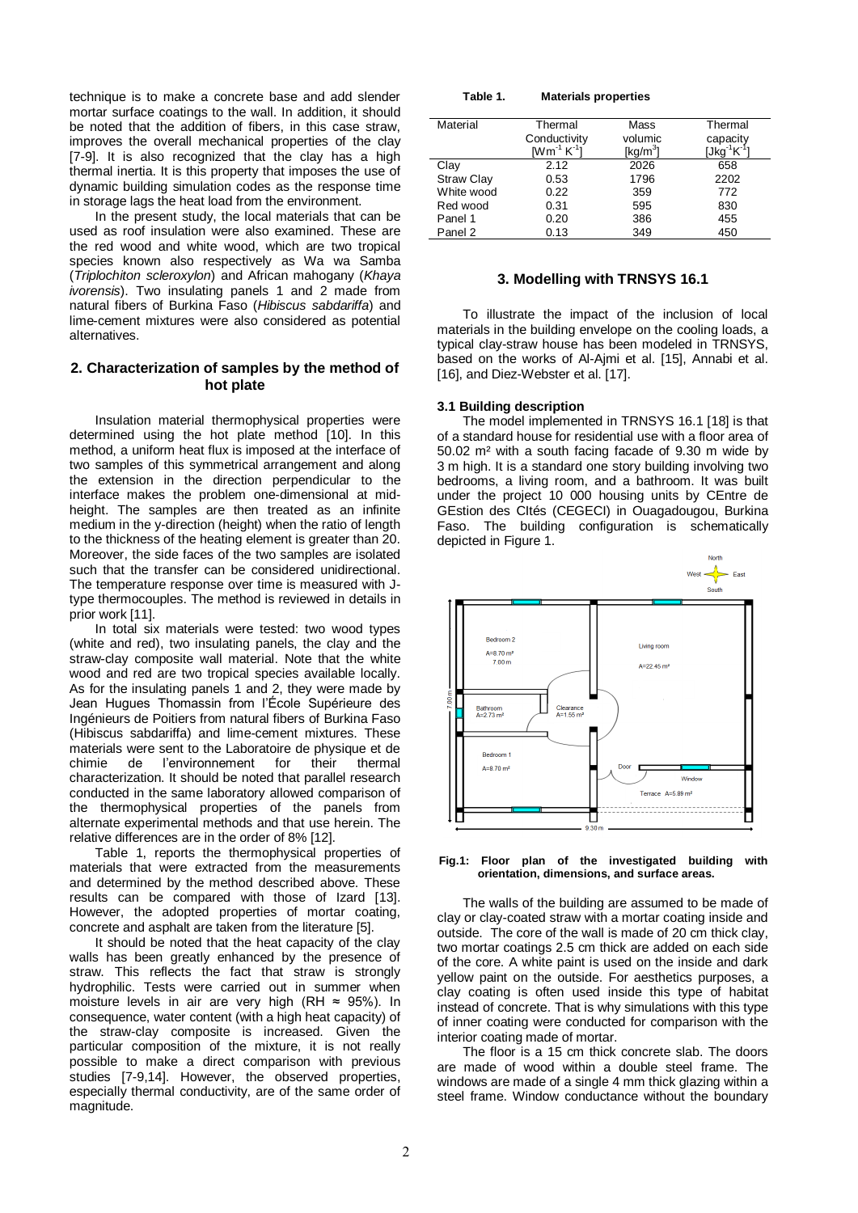technique is to make a concrete base and add slender mortar surface coatings to the wall. In addition, it should be noted that the addition of fibers, in this case straw, improves the overall mechanical properties of the clay [7-9]. It is also recognized that the clay has a high thermal inertia. It is this property that imposes the use of dynamic building simulation codes as the response time in storage lags the heat load from the environment.

In the present study, the local materials that can be used as roof insulation were also examined. These are the red wood and white wood, which are two tropical species known also respectively as Wa wa Samba (*Triplochiton scleroxylon*) and African mahogany (*Khaya ivorensis*). Two insulating panels 1 and 2 made from natural fibers of Burkina Faso (*Hibiscus sabdariffa*) and lime-cement mixtures were also considered as potential alternatives.

## 2. Characterization of samples by the method of hot plate

Insulation material thermophysical properties were determined using the hot plate method [10]. In this method, a uniform heat flux is imposed at the interface of two samples of this symmetrical arrangement and along the extension in the direction perpendicular to the interface makes the problem one-dimensional at mid-height. The samples are then treated as an infinite medium in the y-direction (height) when the ratio of length to the thickness of the heating element is greater than 20. Moreover, the side faces of the two samples are isolated such that the transfer can be considered unidirectional. The temperature response over time is measured with J-type thermocouples. The method is reviewed in details in prior work [11].

In total six materials were tested: two wood types (white and red), two insulating panels, the clay and the straw-clay composite wall material. Note that the white wood and red are two tropical species available locally. As for the insulating panels 1 and 2, they were made by Jean Hugues Thomassin from l'École Supérieure des Ingénieurs de Poitiers from natural fibers of Burkina Faso (Hibiscus sabdariffa) and lime-cement mixtures. These materials were sent to the Laboratoire de physique et de chimie de l'environnement for their thermal characterization. It should be noted that parallel research conducted in the same laboratory allowed comparison of the thermophysical properties of the panels from alternate experimental methods and that use herein. The relative differences are in the order of 8% [12].

Table 1, reports the thermophysical properties of materials that were extracted from the measurements and determined by the method described above. These results can be compared with those of Izard [13]. However, the adopted properties of mortar coating, concrete and asphalt are taken from the literature [5].

It should be noted that the heat capacity of the clay walls has been greatly enhanced by the presence of straw. This reflects the fact that straw is strongly hydrophilic. Tests were carried out in summer when moisture levels in air are very high (RH ≈ 95%). In consequence, water content (with a high heat capacity) of the straw-clay composite is increased. Given the particular composition of the mixture, it is not really possible to make a direct comparison with previous studies [7-9,14]. However, the observed properties, especially thermal conductivity, are of the same order of magnitude.

**Table 1. Materials properties**

| Material | Thermal Conductivity [$Wm^{-1}K^{-1}$] | Mass volumic [$kg/m^3$] | Thermal capacity [$Jkg^{-1}K^{-1}$] |
|---|---|---|---|
| Clay | 2.12 | 2026 | 658 |
| Straw Clay | 0.53 | 1796 | 2202 |
| White wood | 0.22 | 359 | 772 |
| Red wood | 0.31 | 595 | 830 |
| Panel 1 | 0.20 | 386 | 455 |
| Panel 2 | 0.13 | 349 | 450 |

## 3. Modelling with TRNSYS 16.1

To illustrate the impact of the inclusion of local materials in the building envelope on the cooling loads, a typical clay-straw house has been modeled in TRNSYS, based on the works of Al-Ajmi et al. [15], Annabi et al. [16], and Diez-Webster et al. [17].

### 3.1 Building description

The model implemented in TRNSYS 16.1 [18] is that of a standard house for residential use with a floor area of 50.02 m² with a south facing facade of 9.30 m wide by 3 m high. It is a standard one story building involving two bedrooms, a living room, and a bathroom. It was built under the project 10 000 housing units by CEntre de GEstion des CItés (CEGECI) in Ouagadougou, Burkina Faso. The building configuration is schematically depicted in Figure 1.

**Fig.1: Floor plan of the investigated building with orientation, dimensions, and surface areas.**

The walls of the building are assumed to be made of clay or clay-coated straw with a mortar coating inside and outside. The core of the wall is made of 20 cm thick clay, two mortar coatings 2.5 cm thick are added on each side of the core. A white paint is used on the inside and dark yellow paint on the outside. For aesthetics purposes, a clay coating is often used inside this type of habitat instead of concrete. That is why simulations with this type of inner coating were conducted for comparison with the interior coating made of mortar.

The floor is a 15 cm thick concrete slab. The doors are made of wood within a double steel frame. The windows are made of a single 4 mm thick glazing within a steel frame. Window conductance without the boundary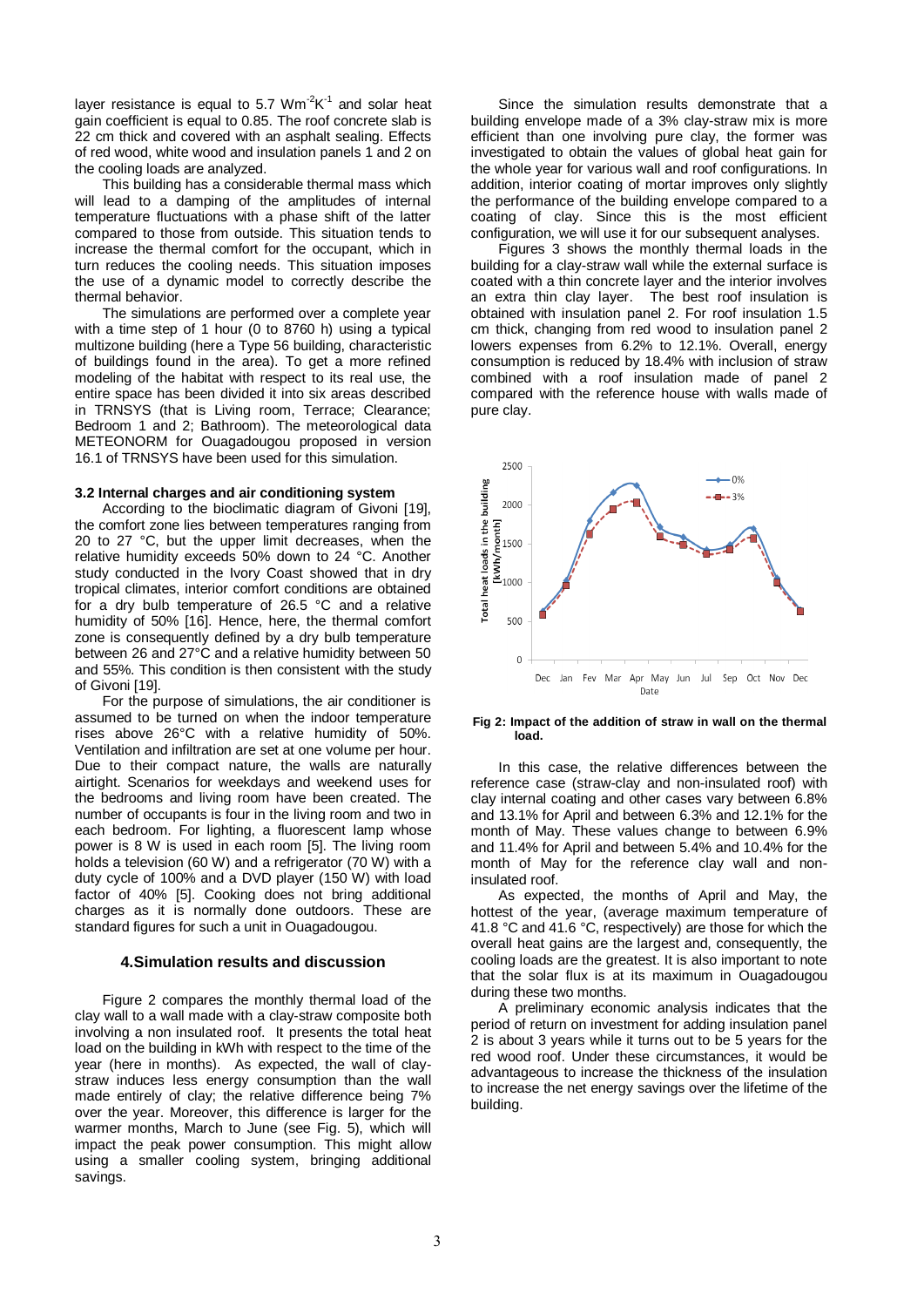layer resistance is equal to 5.7 $Wm^{-2}K^{-1}$ and solar heat gain coefficient is equal to 0.85. The roof concrete slab is 22 cm thick and covered with an asphalt sealing. Effects of red wood, white wood and insulation panels 1 and 2 on the cooling loads are analyzed.

This building has a considerable thermal mass which will lead to a damping of the amplitudes of internal temperature fluctuations with a phase shift of the latter compared to those from outside. This situation tends to increase the thermal comfort for the occupant, which in turn reduces the cooling needs. This situation imposes the use of a dynamic model to correctly describe the thermal behavior.

The simulations are performed over a complete year with a time step of 1 hour (0 to 8760 h) using a typical multizone building (here a Type 56 building, characteristic of buildings found in the area). To get a more refined modeling of the habitat with respect to its real use, the entire space has been divided it into six areas described in TRNSYS (that is Living room, Terrace; Clearance; Bedroom 1 and 2; Bathroom). The meteorological data METEONORM for Ouagadougou proposed in version 16.1 of TRNSYS have been used for this simulation.

### 3.2 Internal charges and air conditioning system

According to the bioclimatic diagram of Givoni [19], the comfort zone lies between temperatures ranging from 20 to 27 °C, but the upper limit decreases, when the relative humidity exceeds 50% down to 24 °C. Another study conducted in the Ivory Coast showed that in dry tropical climates, interior comfort conditions are obtained for a dry bulb temperature of 26.5 °C and a relative humidity of 50% [16]. Hence, here, the thermal comfort zone is consequently defined by a dry bulb temperature between 26 and 27°C and a relative humidity between 50 and 55%. This condition is then consistent with the study of Givoni [19].

For the purpose of simulations, the air conditioner is assumed to be turned on when the indoor temperature rises above 26°C with a relative humidity of 50%. Ventilation and infiltration are set at one volume per hour. Due to their compact nature, the walls are naturally airtight. Scenarios for weekdays and weekend uses for the bedrooms and living room have been created. The number of occupants is four in the living room and two in each bedroom. For lighting, a fluorescent lamp whose power is 8 W is used in each room [5]. The living room holds a television (60 W) and a refrigerator (70 W) with a duty cycle of 100% and a DVD player (150 W) with load factor of 40% [5]. Cooking does not bring additional charges as it is normally done outdoors. These are standard figures for such a unit in Ouagadougou.

## 4. Simulation results and discussion

Figure 2 compares the monthly thermal load of the clay wall to a wall made with a clay-straw composite both involving a non insulated roof. It presents the total heat load on the building in kWh with respect to the time of the year (here in months). As expected, the wall of clay-straw induces less energy consumption than the wall made entirely of clay; the relative difference being 7% over the year. Moreover, this difference is larger for the warmer months, March to June (see Fig. 5), which will impact the peak power consumption. This might allow using a smaller cooling system, bringing additional savings.

Since the simulation results demonstrate that a building envelope made of a 3% clay-straw mix is more efficient than one involving pure clay, the former was investigated to obtain the values of global heat gain for the whole year for various wall and roof configurations. In addition, interior coating of mortar improves only slightly the performance of the building envelope compared to a coating of clay. Since this is the most efficient configuration, we will use it for our subsequent analyses.

Figures 3 shows the monthly thermal loads in the building for a clay-straw wall while the external surface is coated with a thin concrete layer and the interior involves an extra thin clay layer. The best roof insulation is obtained with insulation panel 2. For roof insulation 1.5 cm thick, changing from red wood to insulation panel 2 lowers expenses from 6.2% to 12.1%. Overall, energy consumption is reduced by 18.4% with inclusion of straw combined with a roof insulation made of panel 2 compared with the reference house with walls made of pure clay.

**Fig 2: Impact of the addition of straw in wall on the thermal load.**

In this case, the relative differences between the reference case (straw-clay and non-insulated roof) with clay internal coating and other cases vary between 6.8% and 13.1% for April and between 6.3% and 12.1% for the month of May. These values change to between 6.9% and 11.4% for April and between 5.4% and 10.4% for the month of May for the reference clay wall and non-insulated roof.

As expected, the months of April and May, the hottest of the year, (average maximum temperature of 41.8 °C and 41.6 °C, respectively) are those for which the overall heat gains are the largest and, consequently, the cooling loads are the greatest. It is also important to note that the solar flux is at its maximum in Ouagadougou during these two months.

A preliminary economic analysis indicates that the period of return on investment for adding insulation panel 2 is about 3 years while it turns out to be 5 years for the red wood roof. Under these circumstances, it would be advantageous to increase the thickness of the insulation to increase the net energy savings over the lifetime of the building.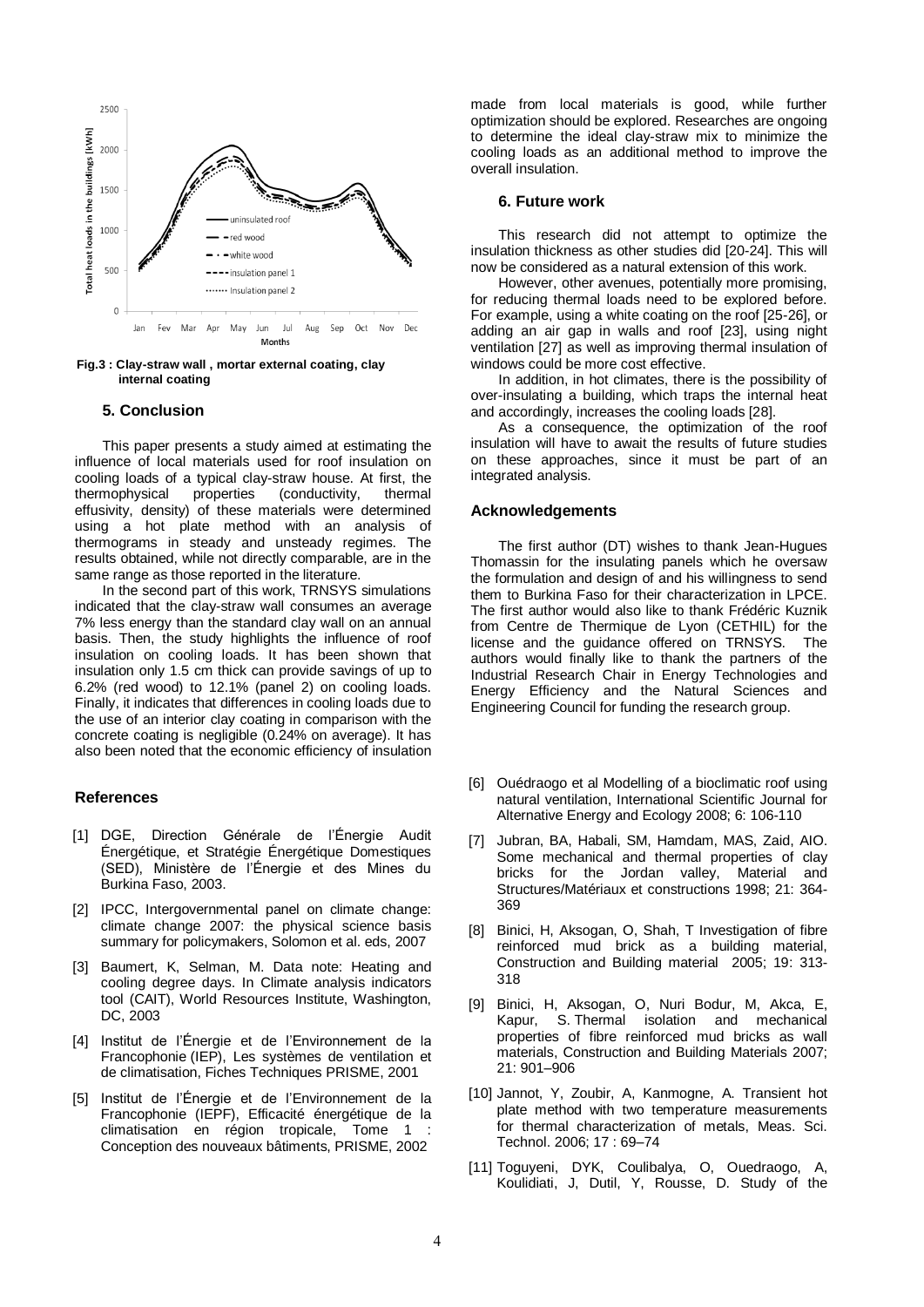Fig.3 : Clay-straw wall , mortar external coating, clay internal coating

## 5. Conclusion

This paper presents a study aimed at estimating the influence of local materials used for roof insulation on cooling loads of a typical clay-straw house. At first, the thermophysical properties (conductivity, thermal effusivity, density) of these materials were determined using a hot plate method with an analysis of thermograms in steady and unsteady regimes. The results obtained, while not directly comparable, are in the same range as those reported in the literature.

In the second part of this work, TRNSYS simulations indicated that the clay-straw wall consumes an average 7% less energy than the standard clay wall on an annual basis. Then, the study highlights the influence of roof insulation on cooling loads. It has been shown that insulation only 1.5 cm thick can provide savings of up to 6.2% (red wood) to 12.1% (panel 2) on cooling loads. Finally, it indicates that differences in cooling loads due to the use of an interior clay coating in comparison with the concrete coating is negligible (0.24% on average). It has also been noted that the economic efficiency of insulation made from local materials is good, while further optimization should be explored. Researches are ongoing to determine the ideal clay-straw mix to minimize the cooling loads as an additional method to improve the overall insulation.

## 6. Future work

This research did not attempt to optimize the insulation thickness as other studies did [20-24]. This will now be considered as a natural extension of this work.

However, other avenues, potentially more promising, for reducing thermal loads need to be explored before. For example, using a white coating on the roof [25-26], or adding an air gap in walls and roof [23], using night ventilation [27] as well as improving thermal insulation of windows could be more cost effective.

In addition, in hot climates, there is the possibility of over-insulating a building, which traps the internal heat and accordingly, increases the cooling loads [28].

As a consequence, the optimization of the roof insulation will have to await the results of future studies on these approaches, since it must be part of an integrated analysis.

## Acknowledgements

The first author (DT) wishes to thank Jean-Hugues Thomassin for the insulating panels which he oversaw the formulation and design of and his willingness to send them to Burkina Faso for their characterization in LPCE. The first author would also like to thank Frédéric Kuznik from Centre de Thermique de Lyon (CETHIL) for the license and the guidance offered on TRNSYS. The authors would finally like to thank the partners of the Industrial Research Chair in Energy Technologies and Energy Efficiency and the Natural Sciences and Engineering Council for funding the research group.

## References

[1] DGE, Direction Générale de l'Énergie Audit Énergétique, et Stratégie Énergétique Domestiques (SED), Ministère de l'Énergie et des Mines du Burkina Faso, 2003.

[2] IPCC, Intergovernmental panel on climate change: climate change 2007: the physical science basis summary for policymakers, Solomon et al. eds, 2007

[3] Baumert, K, Selman, M. Data note: Heating and cooling degree days. In Climate analysis indicators tool (CAIT), World Resources Institute, Washington, DC, 2003

[4] Institut de l'Énergie et de l'Environnement de la Francophonie (IEP), Les systèmes de ventilation et de climatisation, Fiches Techniques PRISME, 2001

[5] Institut de l'Énergie et de l'Environnement de la Francophonie (IEPF), Efficacité énergétique de la climatisation en région tropicale, Tome 1 : Conception des nouveaux bâtiments, PRISME, 2002

[6] Ouédraogo et al Modelling of a bioclimatic roof using natural ventilation, International Scientific Journal for Alternative Energy and Ecology 2008; 6: 106-110

[7] Jubran, BA, Habali, SM, Hamdam, MAS, Zaid, AIO. Some mechanical and thermal properties of clay bricks for the Jordan valley, Material and Structures/Matériaux et constructions 1998; 21: 364-369

[8] Binici, H, Aksogan, O, Shah, T Investigation of fibre reinforced mud brick as a building material, Construction and Building material 2005; 19: 313-318

[9] Binici, H, Aksogan, O, Nuri Bodur, M, Akca, E, Kapur, S. Thermal isolation and mechanical properties of fibre reinforced mud bricks as wall materials, Construction and Building Materials 2007; 21: 901–906

[10] Jannot, Y, Zoubir, A, Kanmogne, A. Transient hot plate method with two temperature measurements for thermal characterization of metals, Meas. Sci. Technol. 2006; 17 : 69–74

[11] Toguyeni, DYK, Coulibalya, O, Ouedraogo, A, Koulidiati, J, Dutil, Y, Rousse, D. Study of the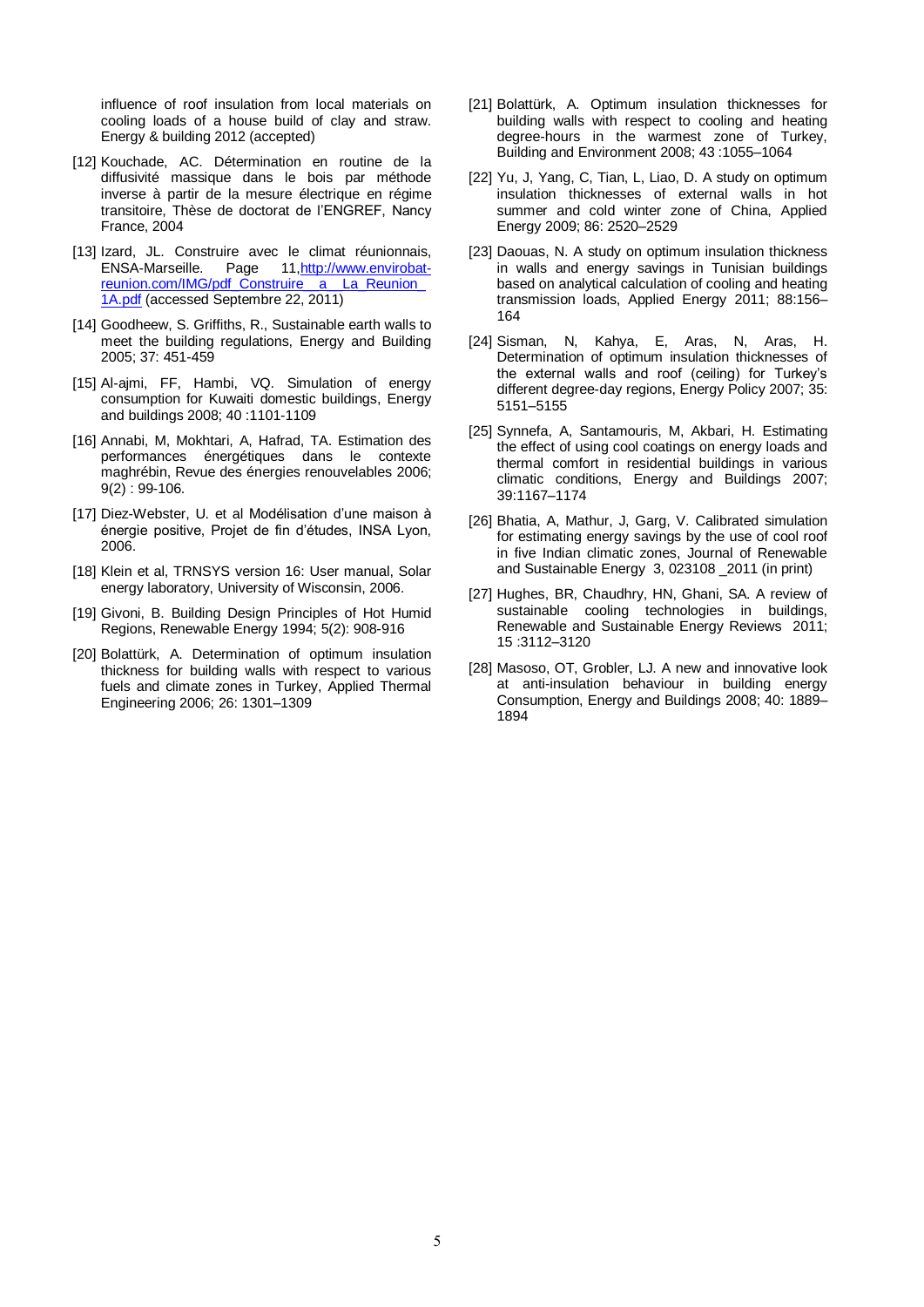influence of roof insulation from local materials on cooling loads of a house build of clay and straw. Energy & building 2012 (accepted)

[12] Kouchade, AC. Détermination en routine de la diffusivité massique dans le bois par méthode inverse à partir de la mesure électrique en régime transitoire, Thèse de doctorat de l'ENGREF, Nancy France, 2004

[13] Izard, JL. Construire avec le climat réunionnais, ENSA-Marseille. Page 11,http://www.envirobat-reunion.com/IMG/pdf_Construire_a_La_Reunion_1A.pdf (accessed Septembre 22, 2011)

[14] Goodheew, S. Griffiths, R., Sustainable earth walls to meet the building regulations, Energy and Building 2005; 37: 451-459

[15] Al-ajmi, FF, Hambi, VQ. Simulation of energy consumption for Kuwaiti domestic buildings, Energy and buildings 2008; 40 :1101-1109

[16] Annabi, M, Mokhtari, A, Hafrad, TA. Estimation des performances énergétiques dans le contexte maghrébin, Revue des énergies renouvelables 2006; 9(2) : 99-106.

[17] Diez-Webster, U. et al Modélisation d'une maison à énergie positive, Projet de fin d'études, INSA Lyon, 2006.

[18] Klein et al, TRNSYS version 16: User manual, Solar energy laboratory, University of Wisconsin, 2006.

[19] Givoni, B. Building Design Principles of Hot Humid Regions, Renewable Energy 1994; 5(2): 908-916

[20] Bolattürk, A. Determination of optimum insulation thickness for building walls with respect to various fuels and climate zones in Turkey, Applied Thermal Engineering 2006; 26: 1301–1309

[21] Bolattürk, A. Optimum insulation thicknesses for building walls with respect to cooling and heating degree-hours in the warmest zone of Turkey, Building and Environment 2008; 43 :1055–1064

[22] Yu, J, Yang, C, Tian, L, Liao, D. A study on optimum insulation thicknesses of external walls in hot summer and cold winter zone of China, Applied Energy 2009; 86: 2520–2529

[23] Daouas, N. A study on optimum insulation thickness in walls and energy savings in Tunisian buildings based on analytical calculation of cooling and heating transmission loads, Applied Energy 2011; 88:156–164

[24] Sisman, N, Kahya, E, Aras, N, Aras, H. Determination of optimum insulation thicknesses of the external walls and roof (ceiling) for Turkey's different degree-day regions, Energy Policy 2007; 35: 5151–5155

[25] Synnefa, A, Santamouris, M, Akbari, H. Estimating the effect of using cool coatings on energy loads and thermal comfort in residential buildings in various climatic conditions, Energy and Buildings 2007; 39:1167–1174

[26] Bhatia, A, Mathur, J, Garg, V. Calibrated simulation for estimating energy savings by the use of cool roof in five Indian climatic zones, Journal of Renewable and Sustainable Energy 3, 023108 _2011 (in print)

[27] Hughes, BR, Chaudhry, HN, Ghani, SA. A review of sustainable cooling technologies in buildings, Renewable and Sustainable Energy Reviews 2011; 15 :3112–3120

[28] Masoso, OT, Grobler, LJ. A new and innovative look at anti-insulation behaviour in building energy Consumption, Energy and Buildings 2008; 40: 1889–1894